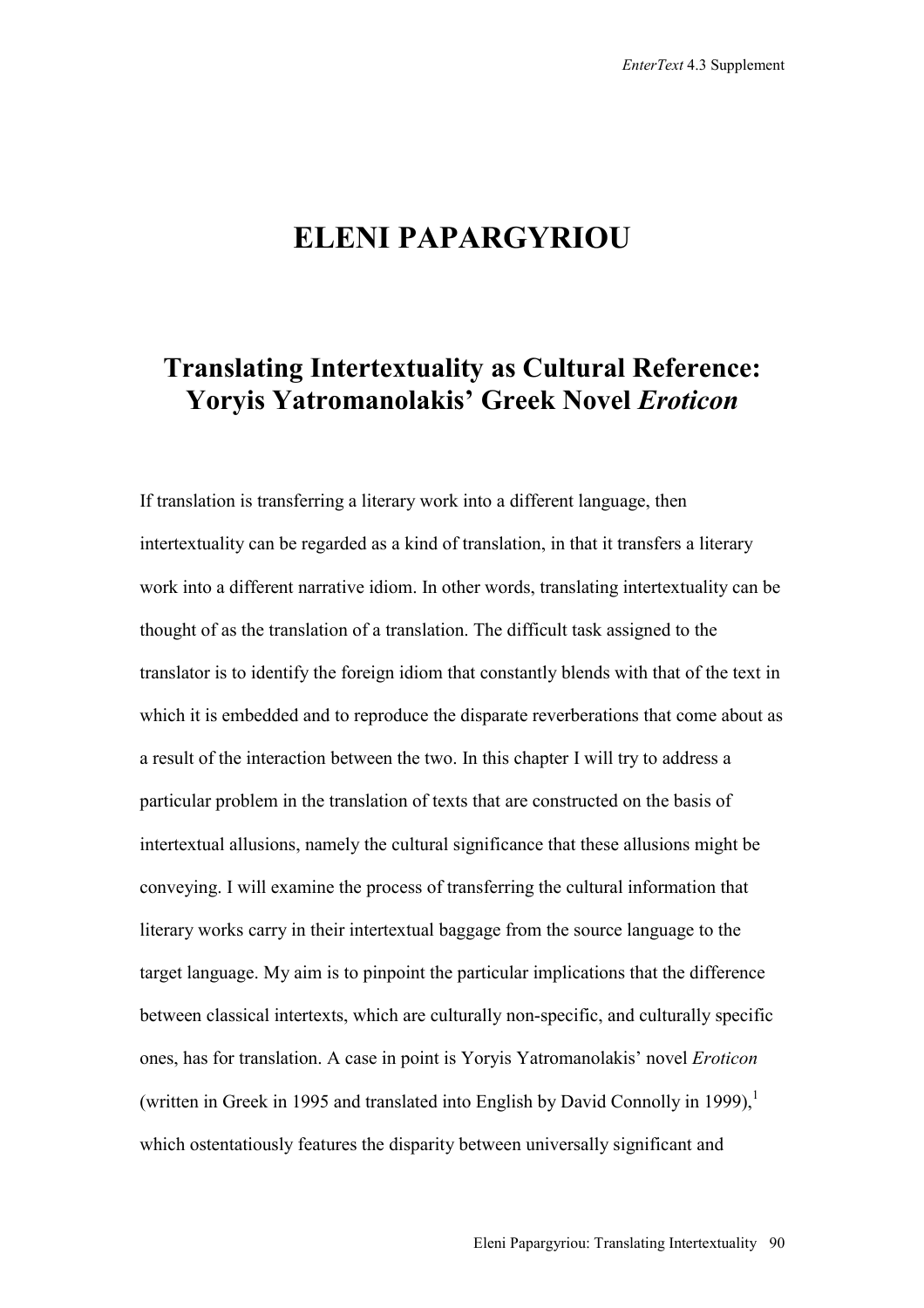# ELENI PAPARGYRIOU

## Translating Intertextuality as Cultural Reference: Yoryis Yatromanolakis' Greek Novel *Eroticon*

If translation is transferring a literary work into a different language, then intertextuality can be regarded as a kind of translation, in that it transfers a literary work into a different narrative idiom. In other words, translating intertextuality can be thought of as the translation of a translation. The difficult task assigned to the translator is to identify the foreign idiom that constantly blends with that of the text in which it is embedded and to reproduce the disparate reverberations that come about as a result of the interaction between the two. In this chapter I will try to address a particular problem in the translation of texts that are constructed on the basis of intertextual allusions, namely the cultural significance that these allusions might be conveying. I will examine the process of transferring the cultural information that literary works carry in their intertextual baggage from the source language to the target language. My aim is to pinpoint the particular implications that the difference between classical intertexts, which are culturally non-specific, and culturally specific ones, has for translation. A case in point is Yoryis Yatromanolakis' novel *Eroticon* (written in Greek in 1995 and translated into English by David Connolly in 1999),[1] which ostentatiously features the disparity between universally significant and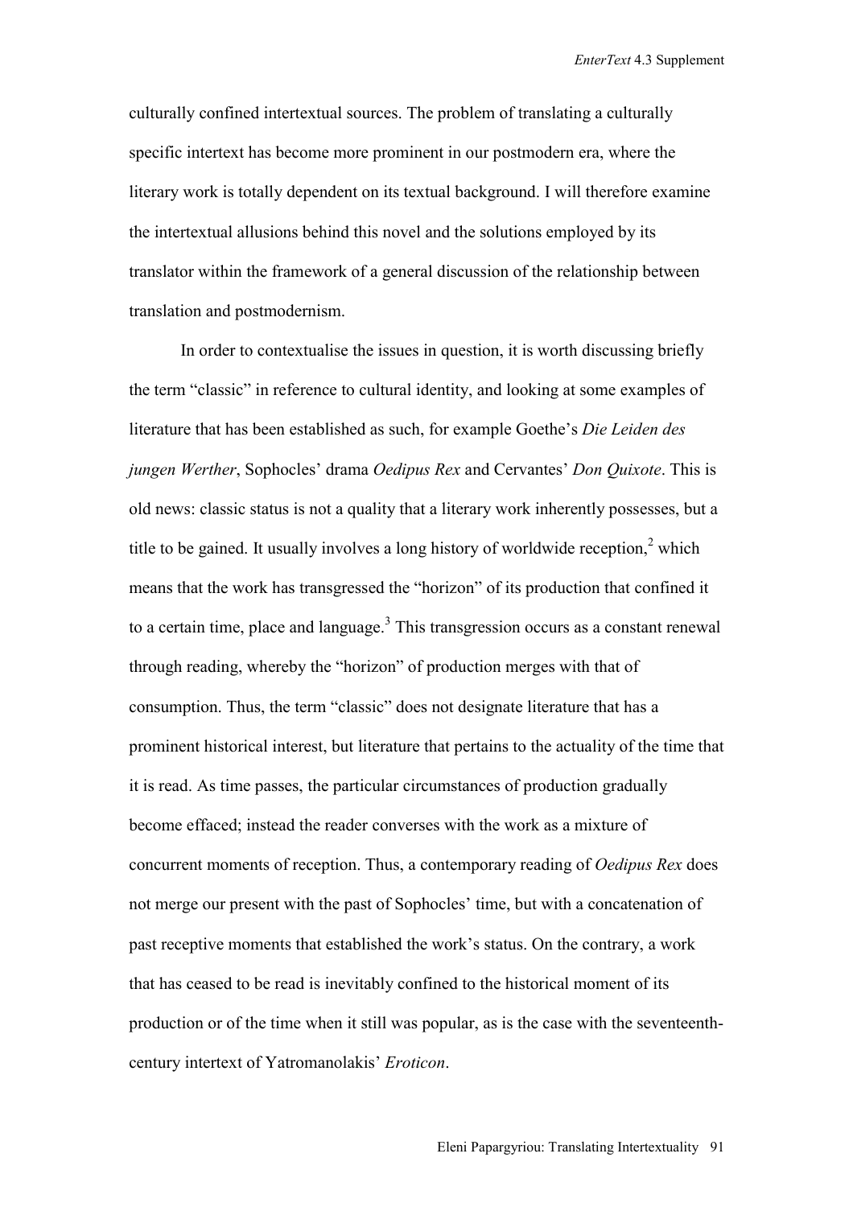culturally confined intertextual sources. The problem of translating a culturally specific intertext has become more prominent in our postmodern era, where the literary work is totally dependent on its textual background. I will therefore examine the intertextual allusions behind this novel and the solutions employed by its translator within the framework of a general discussion of the relationship between translation and postmodernism.

In order to contextualise the issues in question, it is worth discussing briefly the term "classic" in reference to cultural identity, and looking at some examples of literature that has been established as such, for example Goethe's *Die Leiden des jungen Werther*, Sophocles' drama *Oedipus Rex* and Cervantes' *Don Quixote*. This is old news: classic status is not a quality that a literary work inherently possesses, but a title to be gained. It usually involves a long history of worldwide reception,[2] which means that the work has transgressed the "horizon" of its production that confined it to a certain time, place and language.[3] This transgression occurs as a constant renewal through reading, whereby the "horizon" of production merges with that of consumption. Thus, the term "classic" does not designate literature that has a prominent historical interest, but literature that pertains to the actuality of the time that it is read. As time passes, the particular circumstances of production gradually become effaced; instead the reader converses with the work as a mixture of concurrent moments of reception. Thus, a contemporary reading of *Oedipus Rex* does not merge our present with the past of Sophocles' time, but with a concatenation of past receptive moments that established the work's status. On the contrary, a work that has ceased to be read is inevitably confined to the historical moment of its production or of the time when it still was popular, as is the case with the seventeenth-century intertext of Yatromanolakis' *Eroticon*.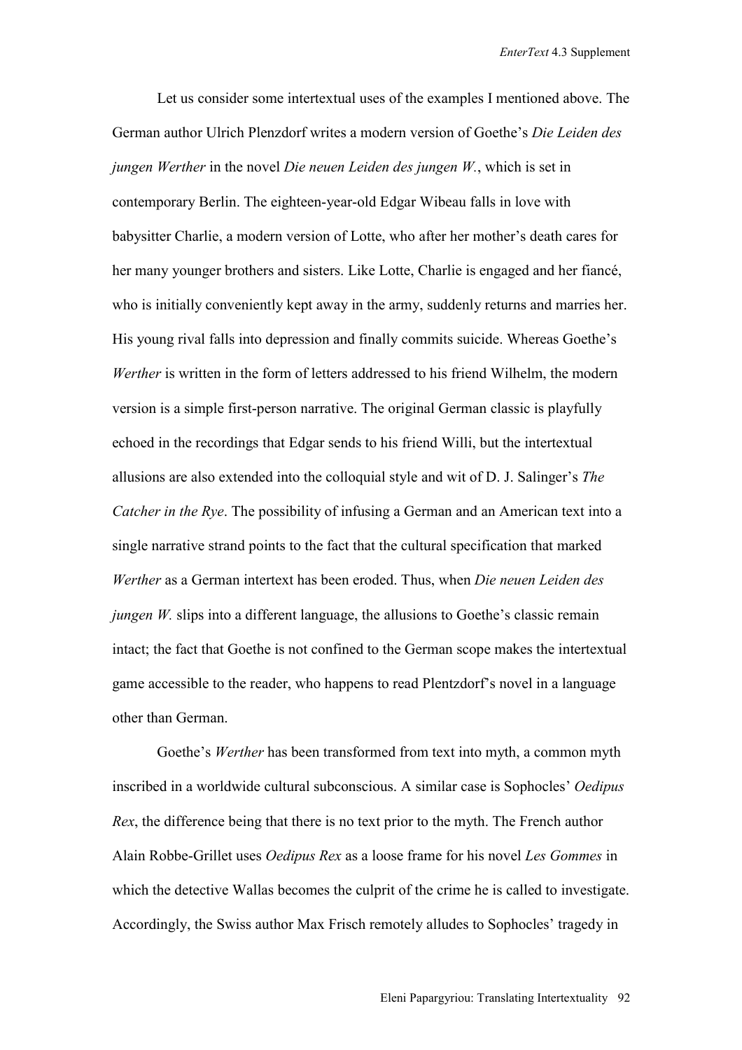Let us consider some intertextual uses of the examples I mentioned above. The German author Ulrich Plenzdorf writes a modern version of Goethe's *Die Leiden des jungen Werther* in the novel *Die neuen Leiden des jungen W.*, which is set in contemporary Berlin. The eighteen-year-old Edgar Wibeau falls in love with babysitter Charlie, a modern version of Lotte, who after her mother's death cares for her many younger brothers and sisters. Like Lotte, Charlie is engaged and her fiancé, who is initially conveniently kept away in the army, suddenly returns and marries her. His young rival falls into depression and finally commits suicide. Whereas Goethe's *Werther* is written in the form of letters addressed to his friend Wilhelm, the modern version is a simple first-person narrative. The original German classic is playfully echoed in the recordings that Edgar sends to his friend Willi, but the intertextual allusions are also extended into the colloquial style and wit of D. J. Salinger's *The Catcher in the Rye*. The possibility of infusing a German and an American text into a single narrative strand points to the fact that the cultural specification that marked *Werther* as a German intertext has been eroded. Thus, when *Die neuen Leiden des jungen W.* slips into a different language, the allusions to Goethe's classic remain intact; the fact that Goethe is not confined to the German scope makes the intertextual game accessible to the reader, who happens to read Plentzdorf's novel in a language other than German.

Goethe's *Werther* has been transformed from text into myth, a common myth inscribed in a worldwide cultural subconscious. A similar case is Sophocles' *Oedipus Rex*, the difference being that there is no text prior to the myth. The French author Alain Robbe-Grillet uses *Oedipus Rex* as a loose frame for his novel *Les Gommes* in which the detective Wallas becomes the culprit of the crime he is called to investigate. Accordingly, the Swiss author Max Frisch remotely alludes to Sophocles' tragedy in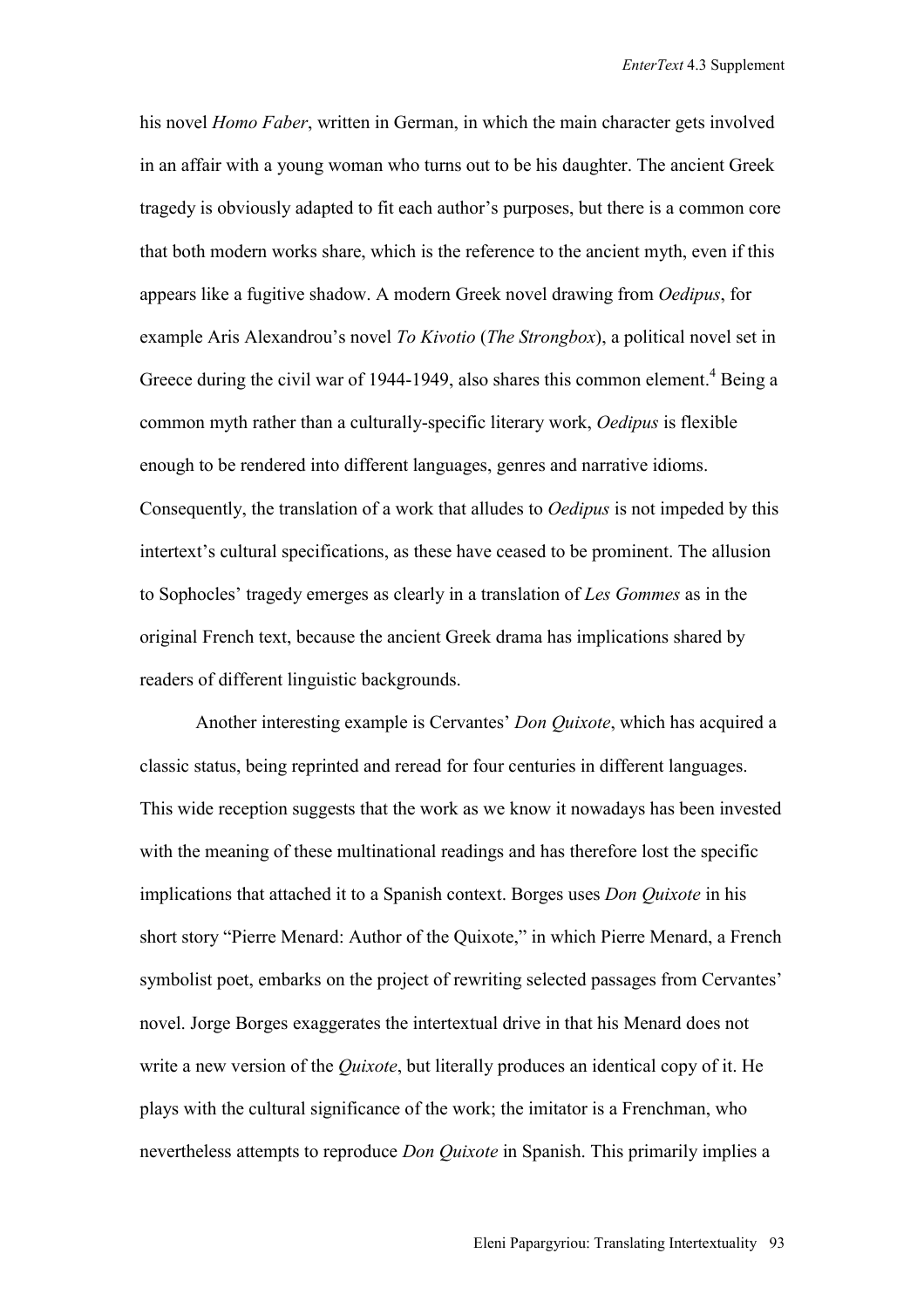his novel *Homo Faber*, written in German, in which the main character gets involved in an affair with a young woman who turns out to be his daughter. The ancient Greek tragedy is obviously adapted to fit each author's purposes, but there is a common core that both modern works share, which is the reference to the ancient myth, even if this appears like a fugitive shadow. A modern Greek novel drawing from *Oedipus*, for example Aris Alexandrou's novel *To Kivotio* (*The Strongbox*), a political novel set in Greece during the civil war of 1944-1949, also shares this common element.[4] Being a common myth rather than a culturally-specific literary work, *Oedipus* is flexible enough to be rendered into different languages, genres and narrative idioms. Consequently, the translation of a work that alludes to *Oedipus* is not impeded by this intertext's cultural specifications, as these have ceased to be prominent. The allusion to Sophocles' tragedy emerges as clearly in a translation of *Les Gommes* as in the original French text, because the ancient Greek drama has implications shared by readers of different linguistic backgrounds.

Another interesting example is Cervantes' *Don Quixote*, which has acquired a classic status, being reprinted and reread for four centuries in different languages. This wide reception suggests that the work as we know it nowadays has been invested with the meaning of these multinational readings and has therefore lost the specific implications that attached it to a Spanish context. Borges uses *Don Quixote* in his short story "Pierre Menard: Author of the Quixote," in which Pierre Menard, a French symbolist poet, embarks on the project of rewriting selected passages from Cervantes' novel. Jorge Borges exaggerates the intertextual drive in that his Menard does not write a new version of the *Quixote*, but literally produces an identical copy of it. He plays with the cultural significance of the work; the imitator is a Frenchman, who nevertheless attempts to reproduce *Don Quixote* in Spanish. This primarily implies a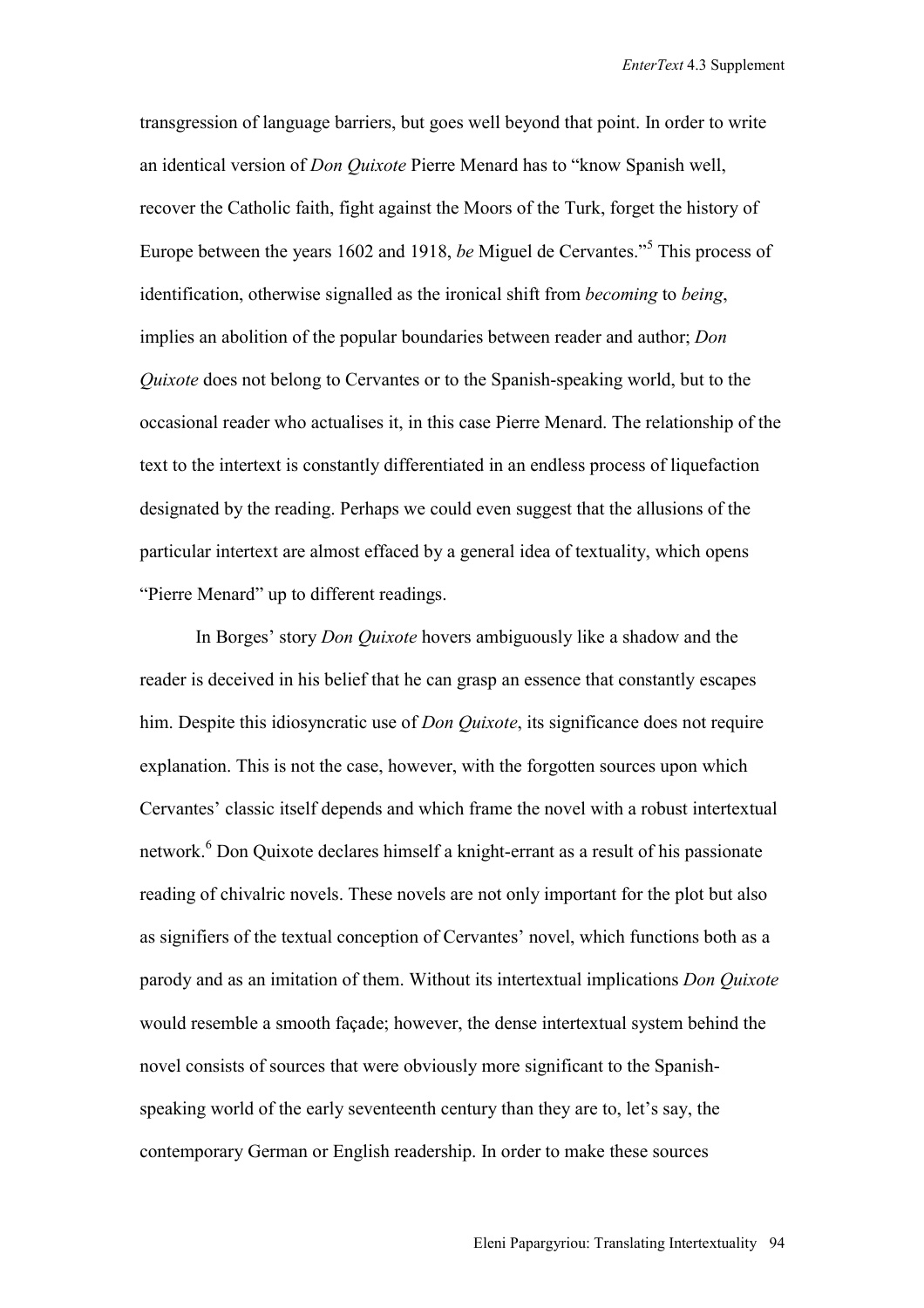transgression of language barriers, but goes well beyond that point. In order to write an identical version of *Don Quixote* Pierre Menard has to "know Spanish well, recover the Catholic faith, fight against the Moors of the Turk, forget the history of Europe between the years 1602 and 1918, *be* Miguel de Cervantes."[5] This process of identification, otherwise signalled as the ironical shift from *becoming* to *being*, implies an abolition of the popular boundaries between reader and author; *Don Quixote* does not belong to Cervantes or to the Spanish-speaking world, but to the occasional reader who actualises it, in this case Pierre Menard. The relationship of the text to the intertext is constantly differentiated in an endless process of liquefaction designated by the reading. Perhaps we could even suggest that the allusions of the particular intertext are almost effaced by a general idea of textuality, which opens "Pierre Menard" up to different readings.

In Borges' story *Don Quixote* hovers ambiguously like a shadow and the reader is deceived in his belief that he can grasp an essence that constantly escapes him. Despite this idiosyncratic use of *Don Quixote*, its significance does not require explanation. This is not the case, however, with the forgotten sources upon which Cervantes' classic itself depends and which frame the novel with a robust intertextual network.[6] Don Quixote declares himself a knight-errant as a result of his passionate reading of chivalric novels. These novels are not only important for the plot but also as signifiers of the textual conception of Cervantes' novel, which functions both as a parody and as an imitation of them. Without its intertextual implications *Don Quixote* would resemble a smooth façade; however, the dense intertextual system behind the novel consists of sources that were obviously more significant to the Spanish-speaking world of the early seventeenth century than they are to, let's say, the contemporary German or English readership. In order to make these sources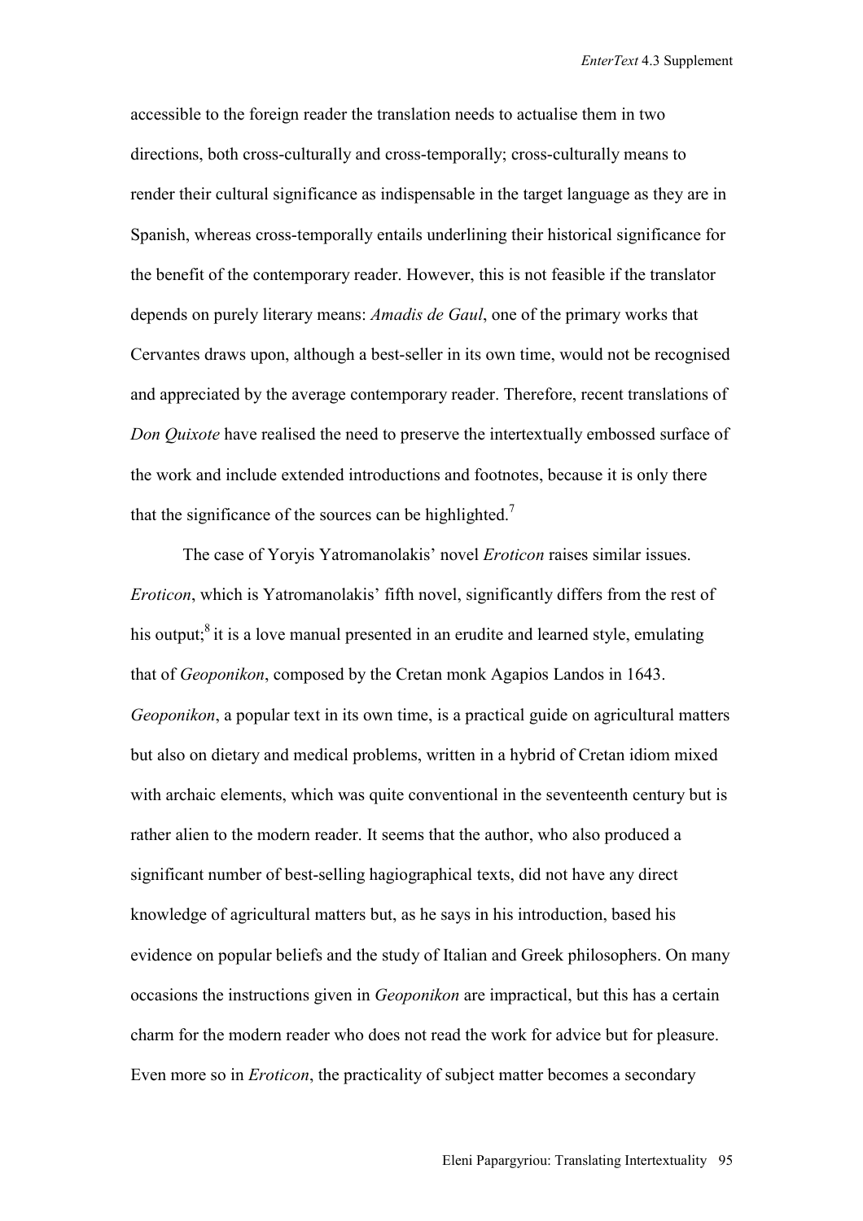accessible to the foreign reader the translation needs to actualise them in two directions, both cross-culturally and cross-temporally; cross-culturally means to render their cultural significance as indispensable in the target language as they are in Spanish, whereas cross-temporally entails underlining their historical significance for the benefit of the contemporary reader. However, this is not feasible if the translator depends on purely literary means: *Amadis de Gaul*, one of the primary works that Cervantes draws upon, although a best-seller in its own time, would not be recognised and appreciated by the average contemporary reader. Therefore, recent translations of *Don Quixote* have realised the need to preserve the intertextually embossed surface of the work and include extended introductions and footnotes, because it is only there that the significance of the sources can be highlighted.[7]

The case of Yoryis Yatromanolakis' novel *Eroticon* raises similar issues. *Eroticon*, which is Yatromanolakis' fifth novel, significantly differs from the rest of his output;[8] it is a love manual presented in an erudite and learned style, emulating that of *Geoponikon*, composed by the Cretan monk Agapios Landos in 1643. *Geoponikon*, a popular text in its own time, is a practical guide on agricultural matters but also on dietary and medical problems, written in a hybrid of Cretan idiom mixed with archaic elements, which was quite conventional in the seventeenth century but is rather alien to the modern reader. It seems that the author, who also produced a significant number of best-selling hagiographical texts, did not have any direct knowledge of agricultural matters but, as he says in his introduction, based his evidence on popular beliefs and the study of Italian and Greek philosophers. On many occasions the instructions given in *Geoponikon* are impractical, but this has a certain charm for the modern reader who does not read the work for advice but for pleasure. Even more so in *Eroticon*, the practicality of subject matter becomes a secondary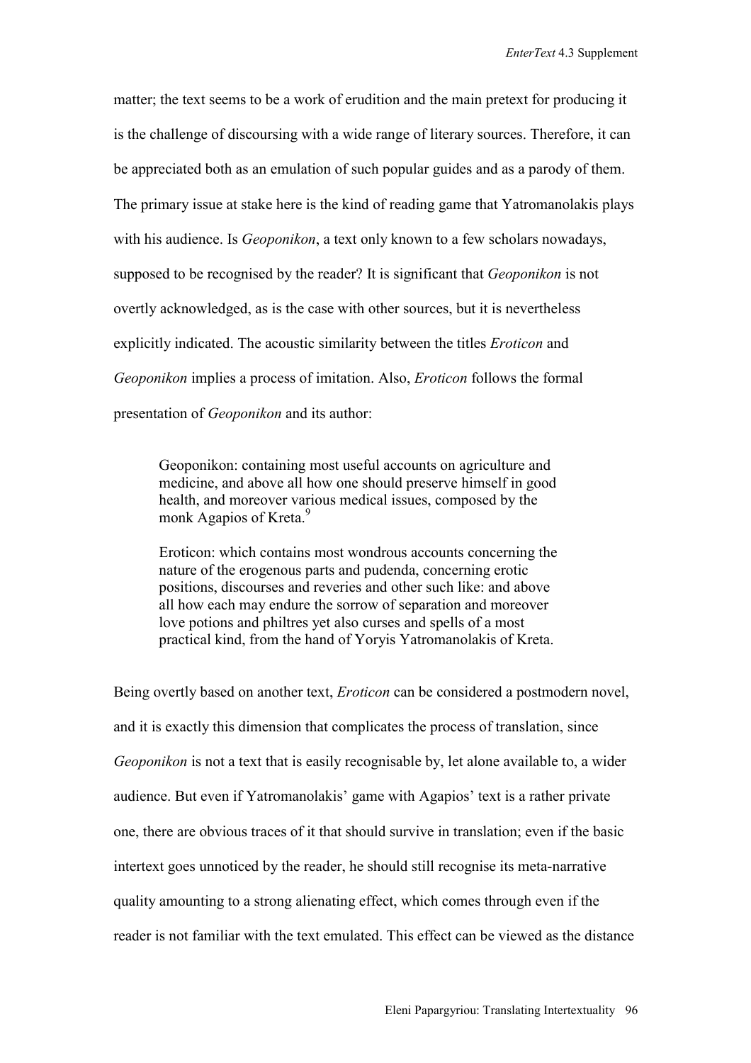matter; the text seems to be a work of erudition and the main pretext for producing it is the challenge of discoursing with a wide range of literary sources. Therefore, it can be appreciated both as an emulation of such popular guides and as a parody of them. The primary issue at stake here is the kind of reading game that Yatromanolakis plays with his audience. Is *Geoponikon*, a text only known to a few scholars nowadays, supposed to be recognised by the reader? It is significant that *Geoponikon* is not overtly acknowledged, as is the case with other sources, but it is nevertheless explicitly indicated. The acoustic similarity between the titles *Eroticon* and *Geoponikon* implies a process of imitation. Also, *Eroticon* follows the formal presentation of *Geoponikon* and its author:

> Geoponikon: containing most useful accounts on agriculture and medicine, and above all how one should preserve himself in good health, and moreover various medical issues, composed by the monk Agapios of Kreta.[9]
>
> Eroticon: which contains most wondrous accounts concerning the nature of the erogenous parts and pudenda, concerning erotic positions, discourses and reveries and other such like: and above all how each may endure the sorrow of separation and moreover love potions and philtres yet also curses and spells of a most practical kind, from the hand of Yoryis Yatromanolakis of Kreta.

Being overtly based on another text, *Eroticon* can be considered a postmodern novel, and it is exactly this dimension that complicates the process of translation, since *Geoponikon* is not a text that is easily recognisable by, let alone available to, a wider audience. But even if Yatromanolakis' game with Agapios' text is a rather private one, there are obvious traces of it that should survive in translation; even if the basic intertext goes unnoticed by the reader, he should still recognise its meta-narrative quality amounting to a strong alienating effect, which comes through even if the reader is not familiar with the text emulated. This effect can be viewed as the distance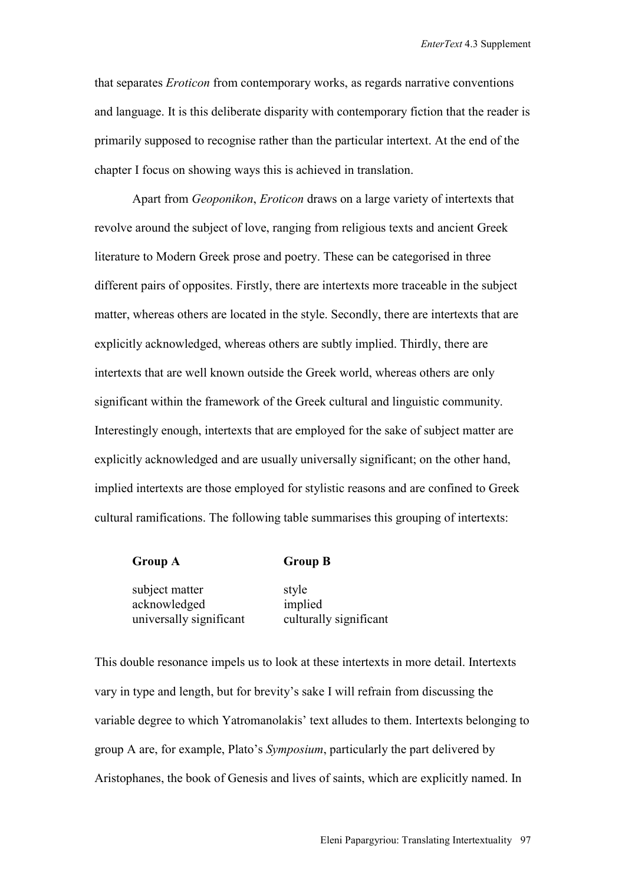that separates *Eroticon* from contemporary works, as regards narrative conventions and language. It is this deliberate disparity with contemporary fiction that the reader is primarily supposed to recognise rather than the particular intertext. At the end of the chapter I focus on showing ways this is achieved in translation.

Apart from *Geoponikon*, *Eroticon* draws on a large variety of intertexts that revolve around the subject of love, ranging from religious texts and ancient Greek literature to Modern Greek prose and poetry. These can be categorised in three different pairs of opposites. Firstly, there are intertexts more traceable in the subject matter, whereas others are located in the style. Secondly, there are intertexts that are explicitly acknowledged, whereas others are subtly implied. Thirdly, there are intertexts that are well known outside the Greek world, whereas others are only significant within the framework of the Greek cultural and linguistic community. Interestingly enough, intertexts that are employed for the sake of subject matter are explicitly acknowledged and are usually universally significant; on the other hand, implied intertexts are those employed for stylistic reasons and are confined to Greek cultural ramifications. The following table summarises this grouping of intertexts:

| **Group A** | **Group B** |
|---|---|
| subject matter | style |
| acknowledged | implied |
| universally significant | culturally significant |

This double resonance impels us to look at these intertexts in more detail. Intertexts vary in type and length, but for brevity's sake I will refrain from discussing the variable degree to which Yatromanolakis' text alludes to them. Intertexts belonging to group A are, for example, Plato's *Symposium*, particularly the part delivered by Aristophanes, the book of Genesis and lives of saints, which are explicitly named. In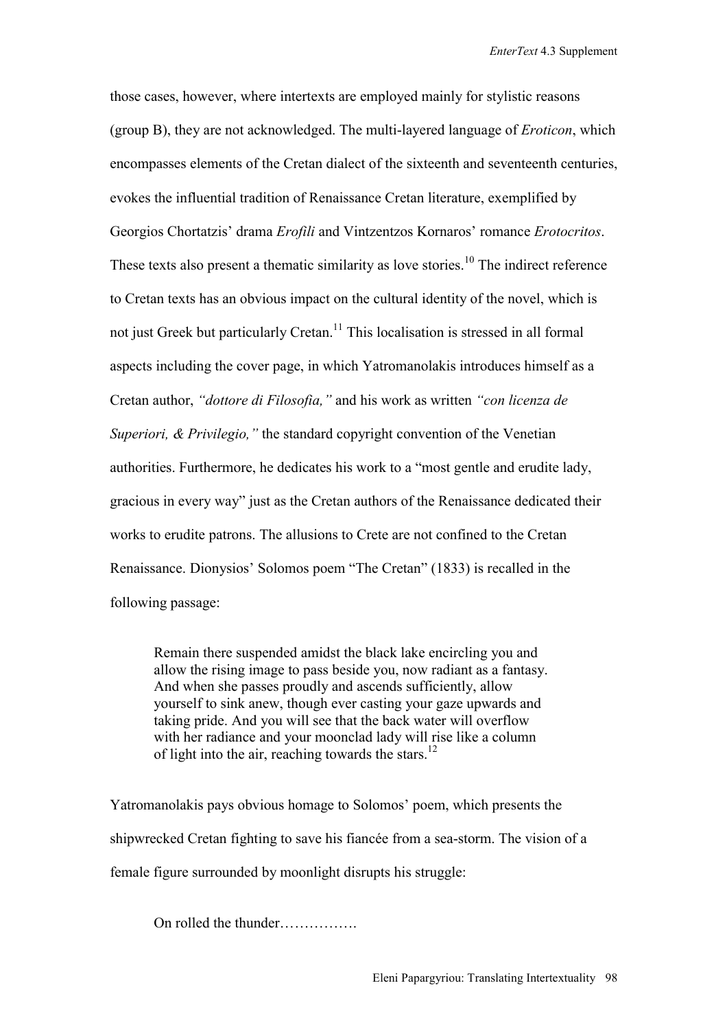those cases, however, where intertexts are employed mainly for stylistic reasons (group B), they are not acknowledged. The multi-layered language of *Eroticon*, which encompasses elements of the Cretan dialect of the sixteenth and seventeenth centuries, evokes the influential tradition of Renaissance Cretan literature, exemplified by Georgios Chortatzis' drama *Erofili* and Vintzentzos Kornaros' romance *Erotocritos*. These texts also present a thematic similarity as love stories.[10] The indirect reference to Cretan texts has an obvious impact on the cultural identity of the novel, which is not just Greek but particularly Cretan.[11] This localisation is stressed in all formal aspects including the cover page, in which Yatromanolakis introduces himself as a Cretan author, *"dottore di Filosofia,"* and his work as written *"con licenza de Superiori, & Privilegio,"* the standard copyright convention of the Venetian authorities. Furthermore, he dedicates his work to a "most gentle and erudite lady, gracious in every way" just as the Cretan authors of the Renaissance dedicated their works to erudite patrons. The allusions to Crete are not confined to the Cretan Renaissance. Dionysios' Solomos poem "The Cretan" (1833) is recalled in the following passage:

> Remain there suspended amidst the black lake encircling you and allow the rising image to pass beside you, now radiant as a fantasy. And when she passes proudly and ascends sufficiently, allow yourself to sink anew, though ever casting your gaze upwards and taking pride. And you will see that the back water will overflow with her radiance and your moonclad lady will rise like a column of light into the air, reaching towards the stars.[12]

Yatromanolakis pays obvious homage to Solomos' poem, which presents the shipwrecked Cretan fighting to save his fiancée from a sea-storm. The vision of a female figure surrounded by moonlight disrupts his struggle:

> On rolled the thunder…………….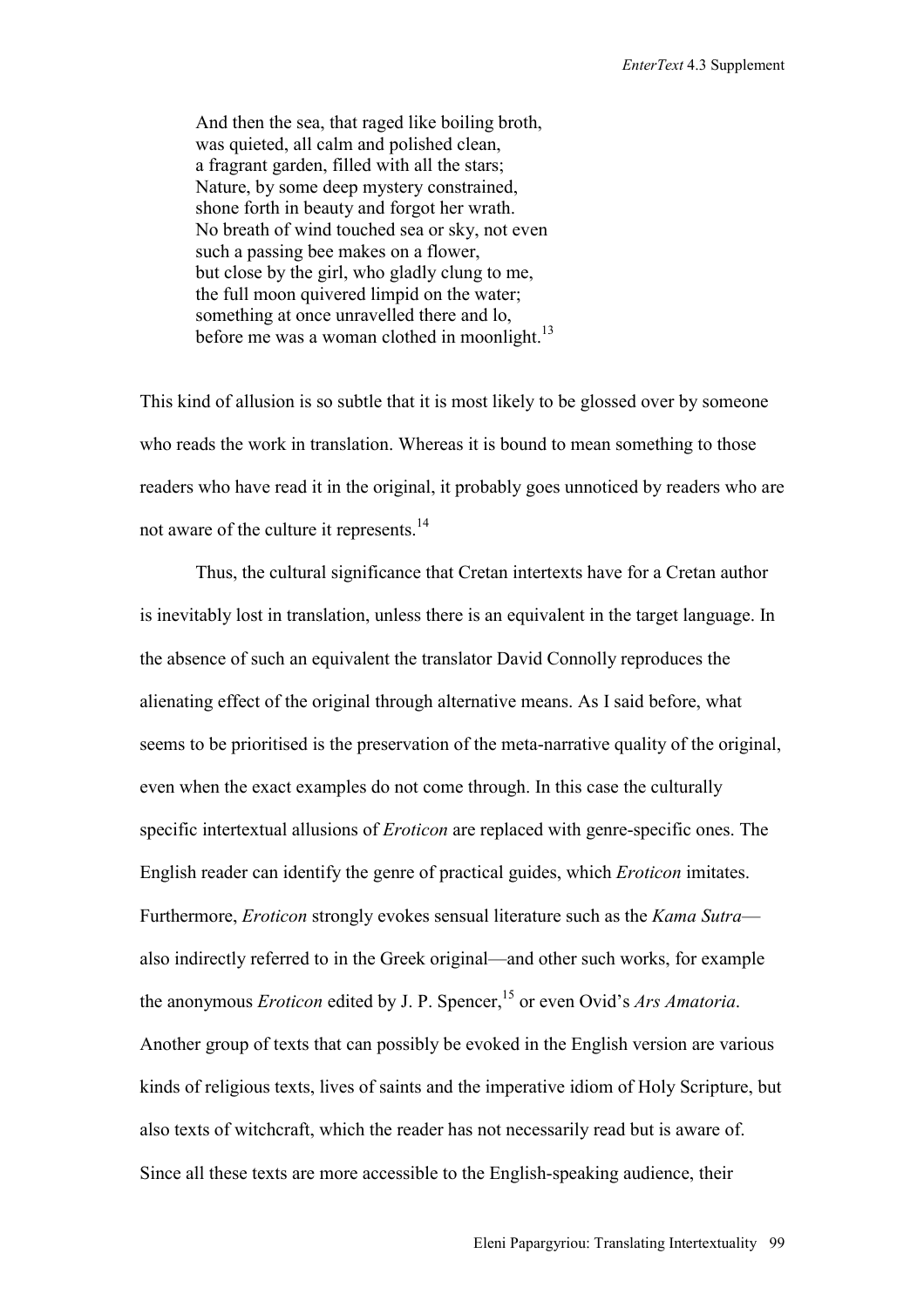> And then the sea, that raged like boiling broth,
> was quieted, all calm and polished clean,
> a fragrant garden, filled with all the stars;
> Nature, by some deep mystery constrained,
> shone forth in beauty and forgot her wrath.
> No breath of wind touched sea or sky, not even
> such a passing bee makes on a flower,
> but close by the girl, who gladly clung to me,
> the full moon quivered limpid on the water;
> something at once unravelled there and lo,
> before me was a woman clothed in moonlight.[13]

This kind of allusion is so subtle that it is most likely to be glossed over by someone who reads the work in translation. Whereas it is bound to mean something to those readers who have read it in the original, it probably goes unnoticed by readers who are not aware of the culture it represents.[14]

Thus, the cultural significance that Cretan intertexts have for a Cretan author is inevitably lost in translation, unless there is an equivalent in the target language. In the absence of such an equivalent the translator David Connolly reproduces the alienating effect of the original through alternative means. As I said before, what seems to be prioritised is the preservation of the meta-narrative quality of the original, even when the exact examples do not come through. In this case the culturally specific intertextual allusions of *Eroticon* are replaced with genre-specific ones. The English reader can identify the genre of practical guides, which *Eroticon* imitates. Furthermore, *Eroticon* strongly evokes sensual literature such as the *Kama Sutra*—also indirectly referred to in the Greek original—and other such works, for example the anonymous *Eroticon* edited by J. P. Spencer,[15] or even Ovid's *Ars Amatoria*. Another group of texts that can possibly be evoked in the English version are various kinds of religious texts, lives of saints and the imperative idiom of Holy Scripture, but also texts of witchcraft, which the reader has not necessarily read but is aware of. Since all these texts are more accessible to the English-speaking audience, their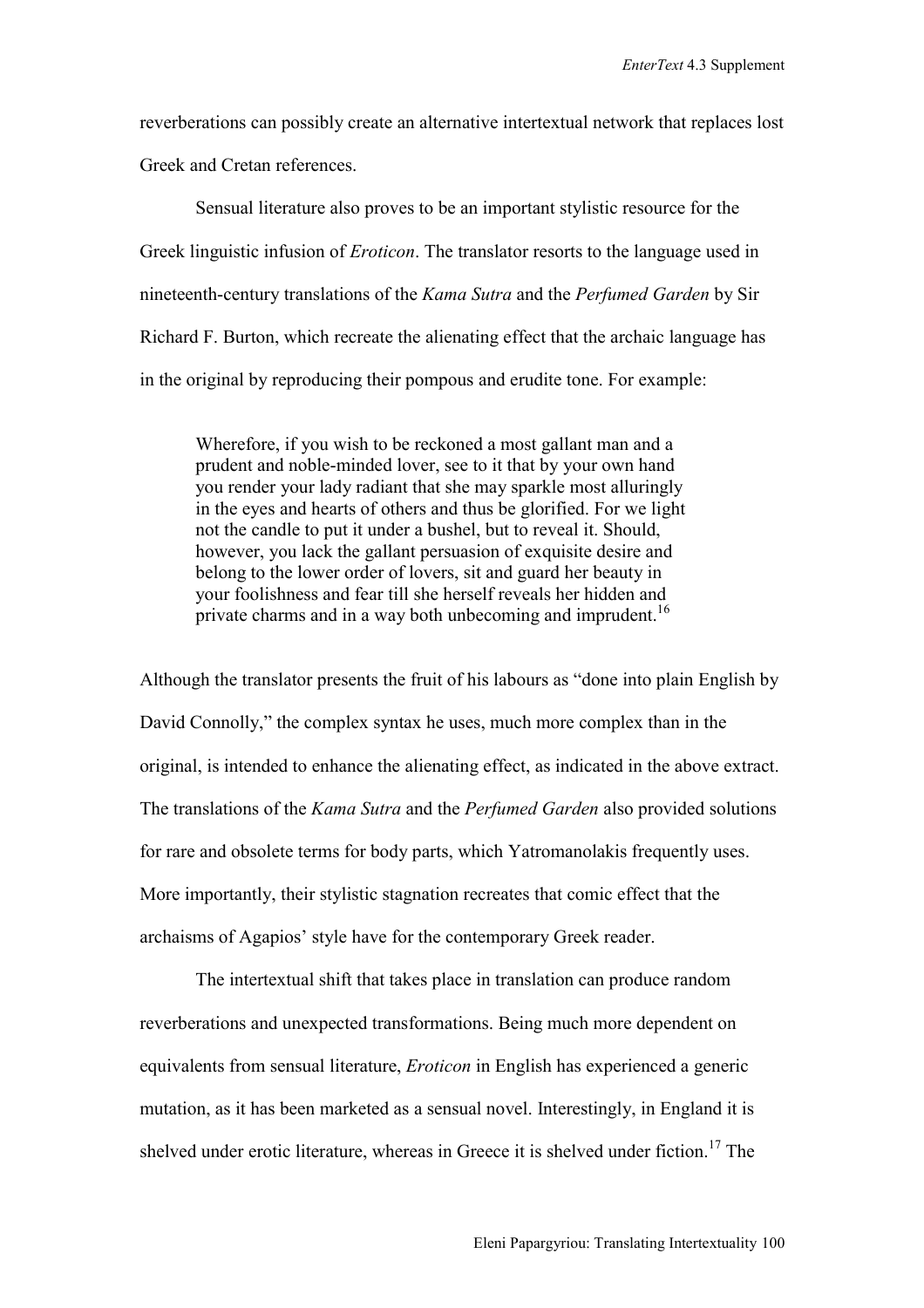reverberations can possibly create an alternative intertextual network that replaces lost Greek and Cretan references.

Sensual literature also proves to be an important stylistic resource for the Greek linguistic infusion of *Eroticon*. The translator resorts to the language used in nineteenth-century translations of the *Kama Sutra* and the *Perfumed Garden* by Sir Richard F. Burton, which recreate the alienating effect that the archaic language has in the original by reproducing their pompous and erudite tone. For example:

> Wherefore, if you wish to be reckoned a most gallant man and a prudent and noble-minded lover, see to it that by your own hand you render your lady radiant that she may sparkle most alluringly in the eyes and hearts of others and thus be glorified. For we light not the candle to put it under a bushel, but to reveal it. Should, however, you lack the gallant persuasion of exquisite desire and belong to the lower order of lovers, sit and guard her beauty in your foolishness and fear till she herself reveals her hidden and private charms and in a way both unbecoming and imprudent.[16]

Although the translator presents the fruit of his labours as "done into plain English by David Connolly," the complex syntax he uses, much more complex than in the original, is intended to enhance the alienating effect, as indicated in the above extract. The translations of the *Kama Sutra* and the *Perfumed Garden* also provided solutions for rare and obsolete terms for body parts, which Yatromanolakis frequently uses. More importantly, their stylistic stagnation recreates that comic effect that the archaisms of Agapios' style have for the contemporary Greek reader.

The intertextual shift that takes place in translation can produce random reverberations and unexpected transformations. Being much more dependent on equivalents from sensual literature, *Eroticon* in English has experienced a generic mutation, as it has been marketed as a sensual novel. Interestingly, in England it is shelved under erotic literature, whereas in Greece it is shelved under fiction.[17] The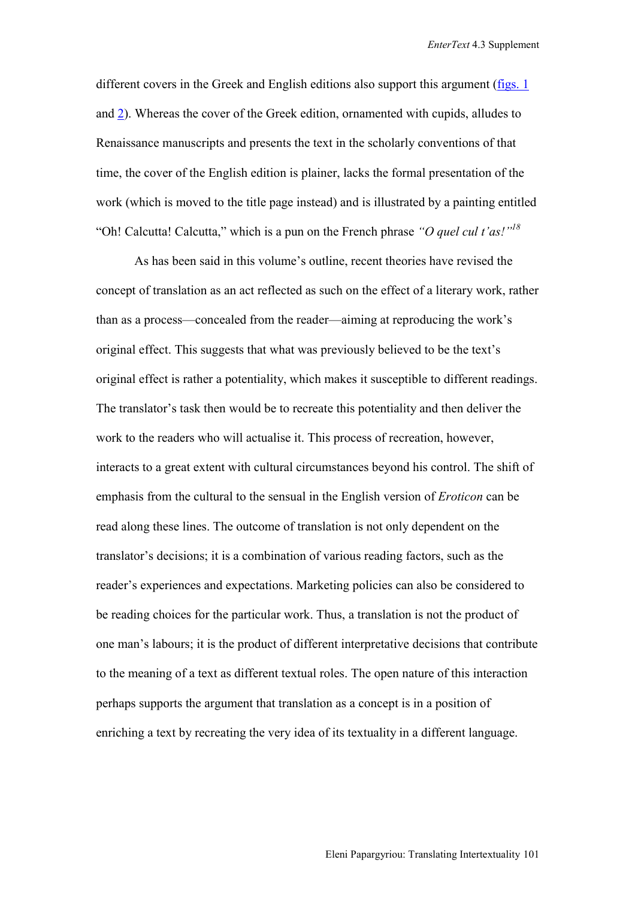different covers in the Greek and English editions also support this argument (figs. 1 and 2). Whereas the cover of the Greek edition, ornamented with cupids, alludes to Renaissance manuscripts and presents the text in the scholarly conventions of that time, the cover of the English edition is plainer, lacks the formal presentation of the work (which is moved to the title page instead) and is illustrated by a painting entitled "Oh! Calcutta! Calcutta," which is a pun on the French phrase *"O quel cul t'as!"*[18]

As has been said in this volume's outline, recent theories have revised the concept of translation as an act reflected as such on the effect of a literary work, rather than as a process—concealed from the reader—aiming at reproducing the work's original effect. This suggests that what was previously believed to be the text's original effect is rather a potentiality, which makes it susceptible to different readings. The translator's task then would be to recreate this potentiality and then deliver the work to the readers who will actualise it. This process of recreation, however, interacts to a great extent with cultural circumstances beyond his control. The shift of emphasis from the cultural to the sensual in the English version of *Eroticon* can be read along these lines. The outcome of translation is not only dependent on the translator's decisions; it is a combination of various reading factors, such as the reader's experiences and expectations. Marketing policies can also be considered to be reading choices for the particular work. Thus, a translation is not the product of one man's labours; it is the product of different interpretative decisions that contribute to the meaning of a text as different textual roles. The open nature of this interaction perhaps supports the argument that translation as a concept is in a position of enriching a text by recreating the very idea of its textuality in a different language.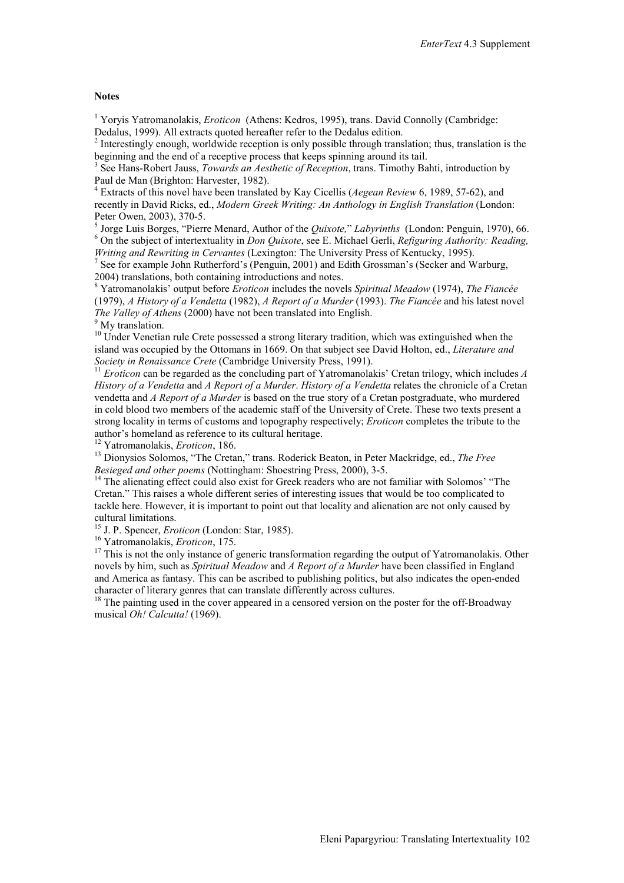**Notes**

[1] Yoryis Yatromanolakis, *Eroticon* (Athens: Kedros, 1995), trans. David Connolly (Cambridge: Dedalus, 1999). All extracts quoted hereafter refer to the Dedalus edition.

[2] Interestingly enough, worldwide reception is only possible through translation; thus, translation is the beginning and the end of a receptive process that keeps spinning around its tail.

[3] See Hans-Robert Jauss, *Towards an Aesthetic of Reception*, trans. Timothy Bahti, introduction by Paul de Man (Brighton: Harvester, 1982).

[4] Extracts of this novel have been translated by Kay Cicellis (*Aegean Review* 6, 1989, 57-62), and recently in David Ricks, ed., *Modern Greek Writing: An Anthology in English Translation* (London: Peter Owen, 2003), 370-5.

[5] Jorge Luis Borges, "Pierre Menard, Author of the *Quixote,*" *Labyrinths* (London: Penguin, 1970), 66.

[6] On the subject of intertextuality in *Don Quixote*, see E. Michael Gerli, *Refiguring Authority: Reading, Writing and Rewriting in Cervantes* (Lexington: The University Press of Kentucky, 1995).

[7] See for example John Rutherford's (Penguin, 2001) and Edith Grossman's (Secker and Warburg, 2004) translations, both containing introductions and notes.

[8] Yatromanolakis' output before *Eroticon* includes the novels *Spiritual Meadow* (1974), *The Fiancée* (1979), *A History of a Vendetta* (1982), *A Report of a Murder* (1993). *The Fiancée* and his latest novel *The Valley of Athens* (2000) have not been translated into English.

[9] My translation.

[10] Under Venetian rule Crete possessed a strong literary tradition, which was extinguished when the island was occupied by the Ottomans in 1669. On that subject see David Holton, ed., *Literature and Society in Renaissance Crete* (Cambridge University Press, 1991).

[11] *Eroticon* can be regarded as the concluding part of Yatromanolakis' Cretan trilogy, which includes *A History of a Vendetta* and *A Report of a Murder*. *History of a Vendetta* relates the chronicle of a Cretan vendetta and *A Report of a Murder* is based on the true story of a Cretan postgraduate, who murdered in cold blood two members of the academic staff of the University of Crete. These two texts present a strong locality in terms of customs and topography respectively; *Eroticon* completes the tribute to the author's homeland as reference to its cultural heritage.

[12] Yatromanolakis, *Eroticon*, 186.

[13] Dionysios Solomos, "The Cretan," trans. Roderick Beaton, in Peter Mackridge, ed., *The Free Besieged and other poems* (Nottingham: Shoestring Press, 2000), 3-5.

[14] The alienating effect could also exist for Greek readers who are not familiar with Solomos' "The Cretan." This raises a whole different series of interesting issues that would be too complicated to tackle here. However, it is important to point out that locality and alienation are not only caused by cultural limitations.

[15] J. P. Spencer, *Eroticon* (London: Star, 1985).

[16] Yatromanolakis, *Eroticon*, 175.

[17] This is not the only instance of generic transformation regarding the output of Yatromanolakis. Other novels by him, such as *Spiritual Meadow* and *A Report of a Murder* have been classified in England and America as fantasy. This can be ascribed to publishing politics, but also indicates the open-ended character of literary genres that can translate differently across cultures.

[18] The painting used in the cover appeared in a censored version on the poster for the off-Broadway musical *Oh! Calcutta!* (1969).